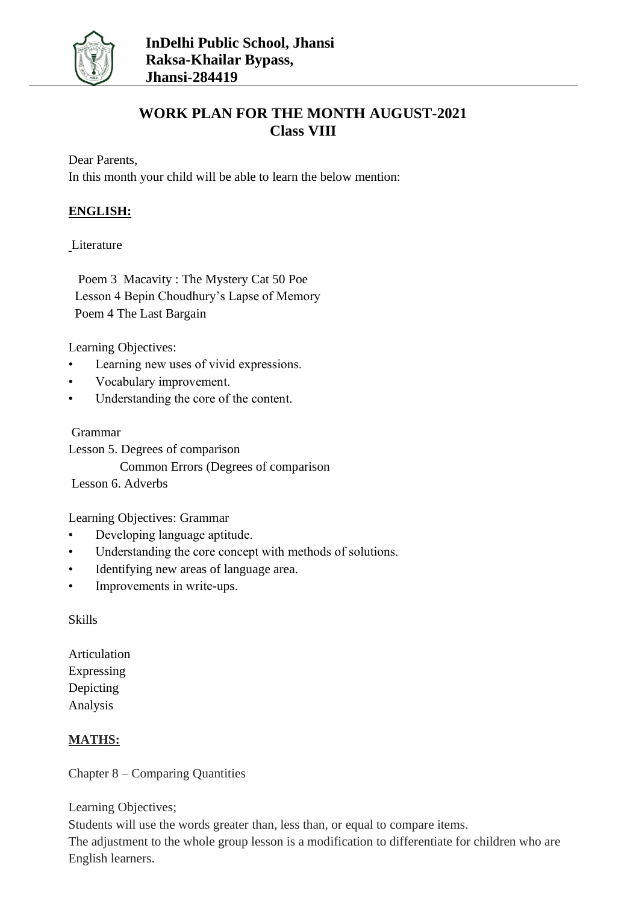**InDelhi Public School, Jhansi**
**Raksa-Khailar Bypass,**
**Jhansi-284419**

# WORK PLAN FOR THE MONTH AUGUST-2021
## Class VIII

Dear Parents,
In this month your child will be able to learn the below mention:

**ENGLISH:**

Literature

Poem 3 Macavity : The Mystery Cat 50 Poe
Lesson 4 Bepin Choudhury's Lapse of Memory
Poem 4 The Last Bargain

Learning Objectives:

- Learning new uses of vivid expressions.
- Vocabulary improvement.
- Understanding the core of the content.

Grammar
Lesson 5. Degrees of comparison
Common Errors (Degrees of comparison
Lesson 6. Adverbs

Learning Objectives: Grammar

- Developing language aptitude.
- Understanding the core concept with methods of solutions.
- Identifying new areas of language area.
- Improvements in write-ups.

Skills

Articulation
Expressing
Depicting
Analysis

**MATHS:**

Chapter 8 – Comparing Quantities

Learning Objectives;
Students will use the words greater than, less than, or equal to compare items.
The adjustment to the whole group lesson is a modification to differentiate for children who are English learners.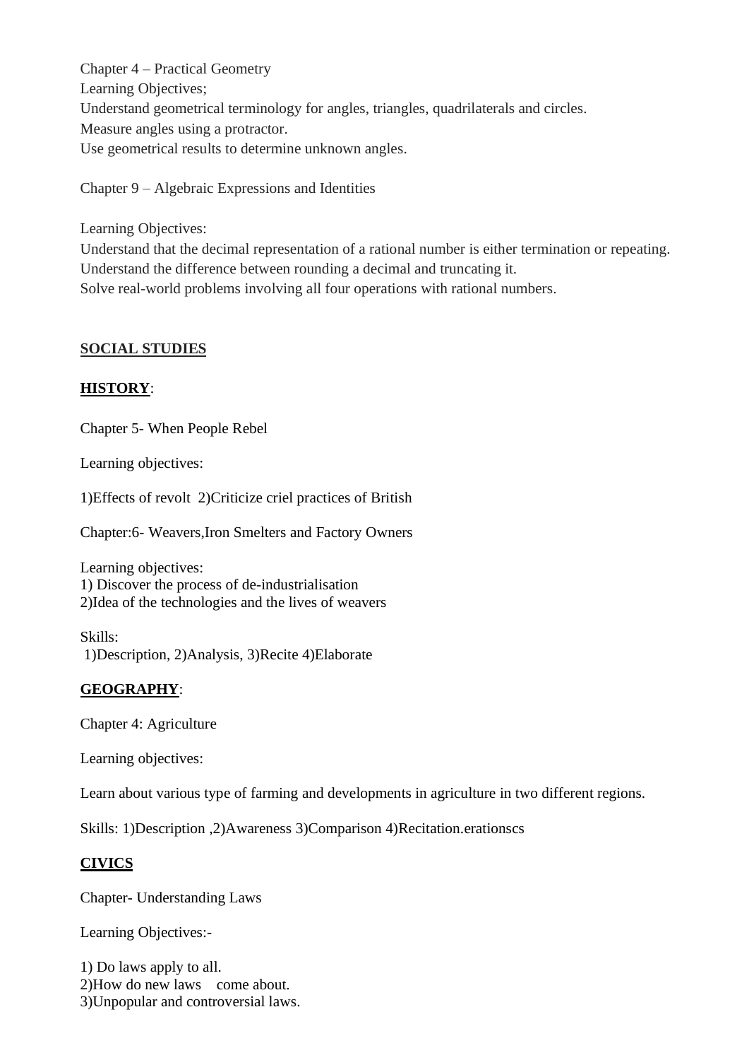Chapter 4 – Practical Geometry

Learning Objectives;

Understand geometrical terminology for angles, triangles, quadrilaterals and circles.

Measure angles using a protractor.

Use geometrical results to determine unknown angles.

Chapter 9 – Algebraic Expressions and Identities

Learning Objectives:

Understand that the decimal representation of a rational number is either termination or repeating.

Understand the difference between rounding a decimal and truncating it.

Solve real-world problems involving all four operations with rational numbers.

## SOCIAL STUDIES

### HISTORY:

Chapter 5- When People Rebel

Learning objectives:

1)Effects of revolt 2)Criticize criel practices of British

Chapter:6- Weavers,Iron Smelters and Factory Owners

Learning objectives:

1) Discover the process of de-industrialisation

2)Idea of the technologies and the lives of weavers

Skills:

1)Description, 2)Analysis, 3)Recite 4)Elaborate

### GEOGRAPHY:

Chapter 4: Agriculture

Learning objectives:

Learn about various type of farming and developments in agriculture in two different regions.

Skills: 1)Description ,2)Awareness 3)Comparison 4)Recitation.erationscs

### CIVICS

Chapter- Understanding Laws

Learning Objectives:-

1) Do laws apply to all.

2)How do new laws come about.

3)Unpopular and controversial laws.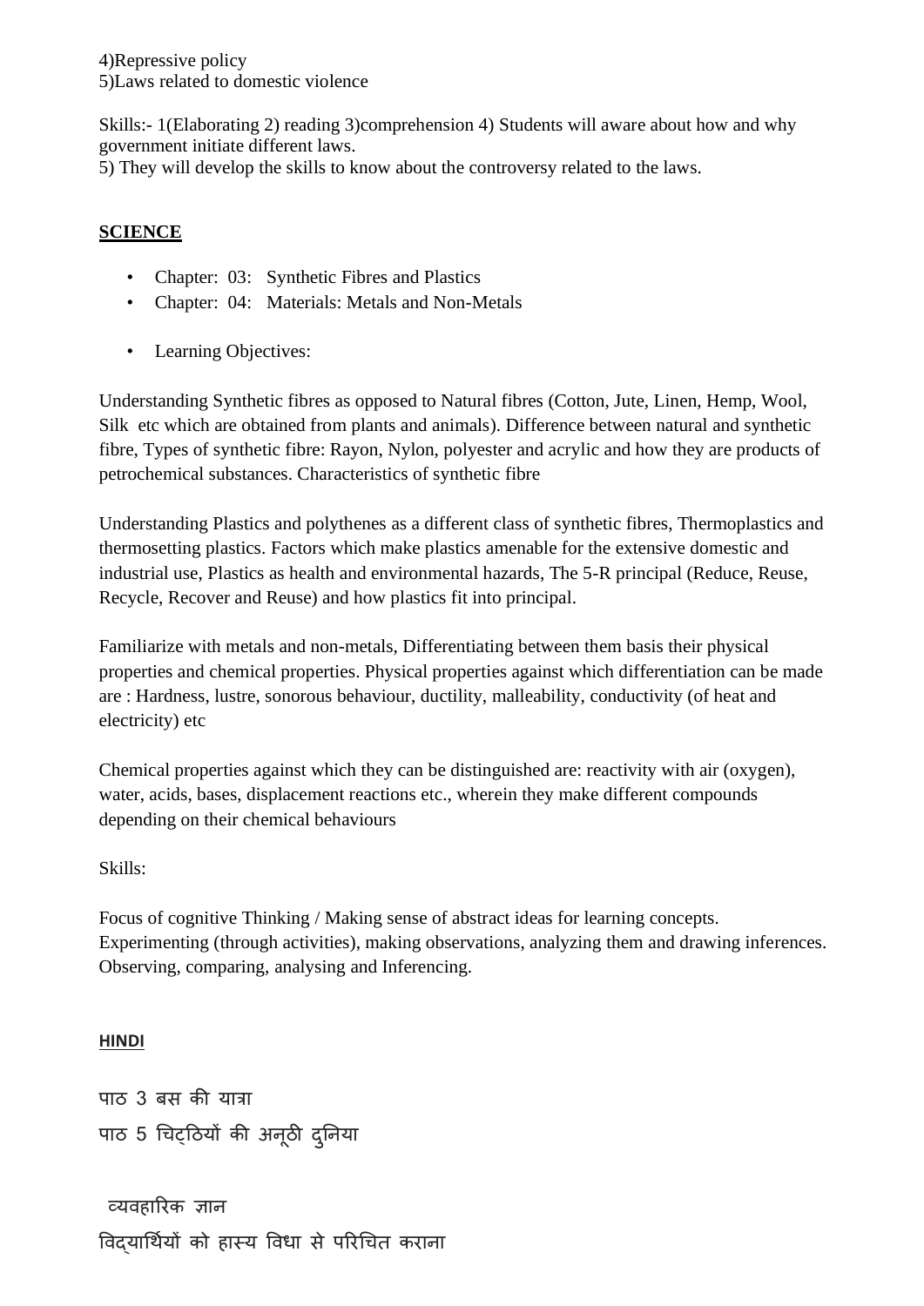4)Repressive policy
5)Laws related to domestic violence

Skills:- 1(Elaborating 2) reading 3)comprehension 4) Students will aware about how and why government initiate different laws.
5) They will develop the skills to know about the controversy related to the laws.

## SCIENCE

- Chapter: 03: Synthetic Fibres and Plastics
- Chapter: 04: Materials: Metals and Non-Metals

- Learning Objectives:

Understanding Synthetic fibres as opposed to Natural fibres (Cotton, Jute, Linen, Hemp, Wool, Silk etc which are obtained from plants and animals). Difference between natural and synthetic fibre, Types of synthetic fibre: Rayon, Nylon, polyester and acrylic and how they are products of petrochemical substances. Characteristics of synthetic fibre

Understanding Plastics and polythenes as a different class of synthetic fibres, Thermoplastics and thermosetting plastics. Factors which make plastics amenable for the extensive domestic and industrial use, Plastics as health and environmental hazards, The 5-R principal (Reduce, Reuse, Recycle, Recover and Reuse) and how plastics fit into principal.

Familiarize with metals and non-metals, Differentiating between them basis their physical properties and chemical properties. Physical properties against which differentiation can be made are : Hardness, lustre, sonorous behaviour, ductility, malleability, conductivity (of heat and electricity) etc

Chemical properties against which they can be distinguished are: reactivity with air (oxygen), water, acids, bases, displacement reactions etc., wherein they make different compounds depending on their chemical behaviours

Skills:

Focus of cognitive Thinking / Making sense of abstract ideas for learning concepts.
Experimenting (through activities), making observations, analyzing them and drawing inferences.
Observing, comparing, analysing and Inferencing.

## HINDI

पाठ 3 बस की यात्रा
पाठ 5 चिट्ठियों की अनूठी दुनिया

व्यवहारिक ज्ञान
विद्यार्थियों को हास्य विधा से परिचित कराना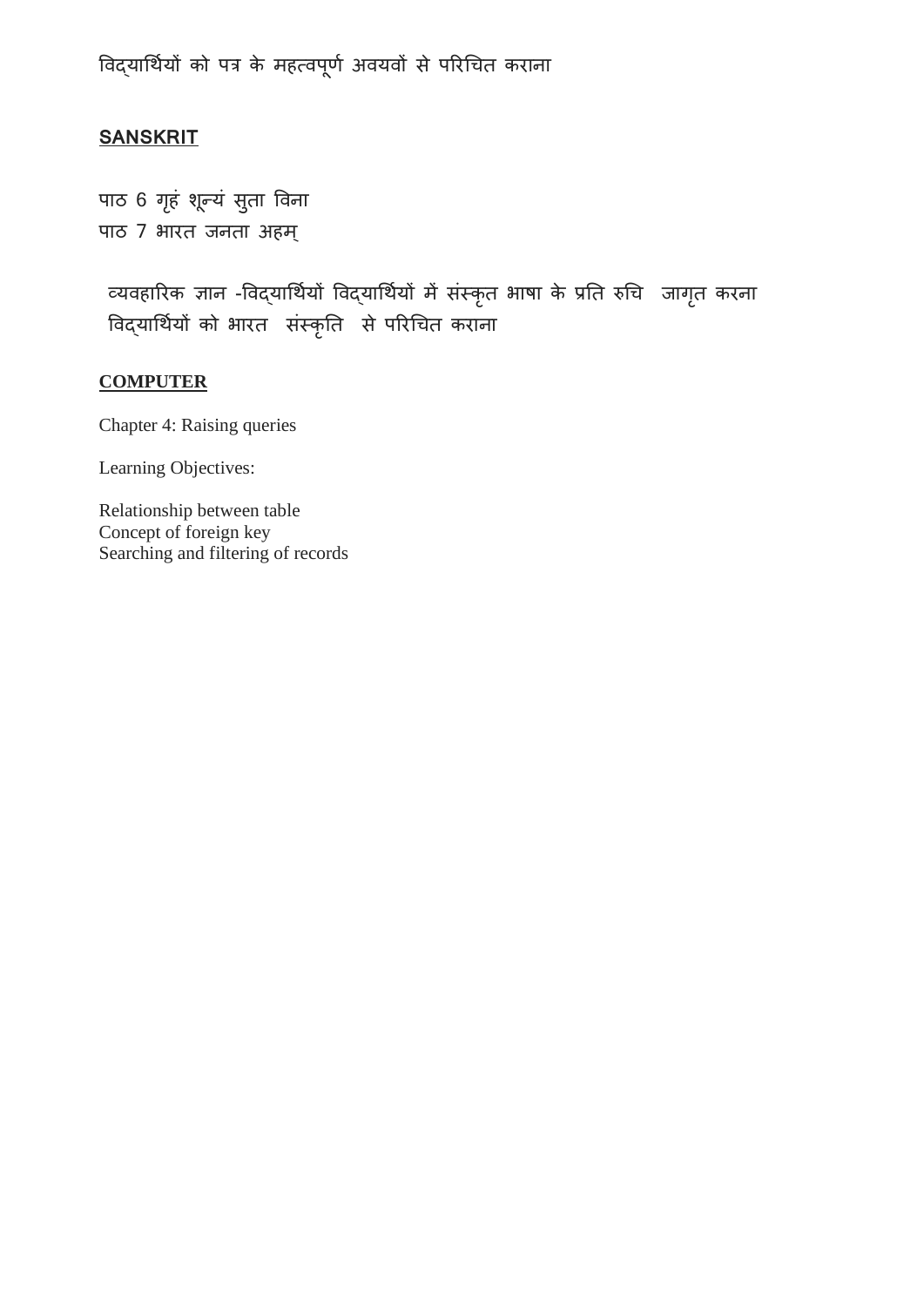विद्यार्थियों को पत्र के महत्वपूर्ण अवयवों से परिचित कराना

**SANSKRIT**

पाठ 6 गृहं शून्यं सुता विना
पाठ 7 भारत जनता अहम्

व्यवहारिक ज्ञान -विद्यार्थियों विद्यार्थियों में संस्कृत भाषा के प्रति रुचि जागृत करना
विद्यार्थियों को भारत संस्कृति से परिचित कराना

**COMPUTER**

Chapter 4: Raising queries

Learning Objectives:

Relationship between table
Concept of foreign key
Searching and filtering of records